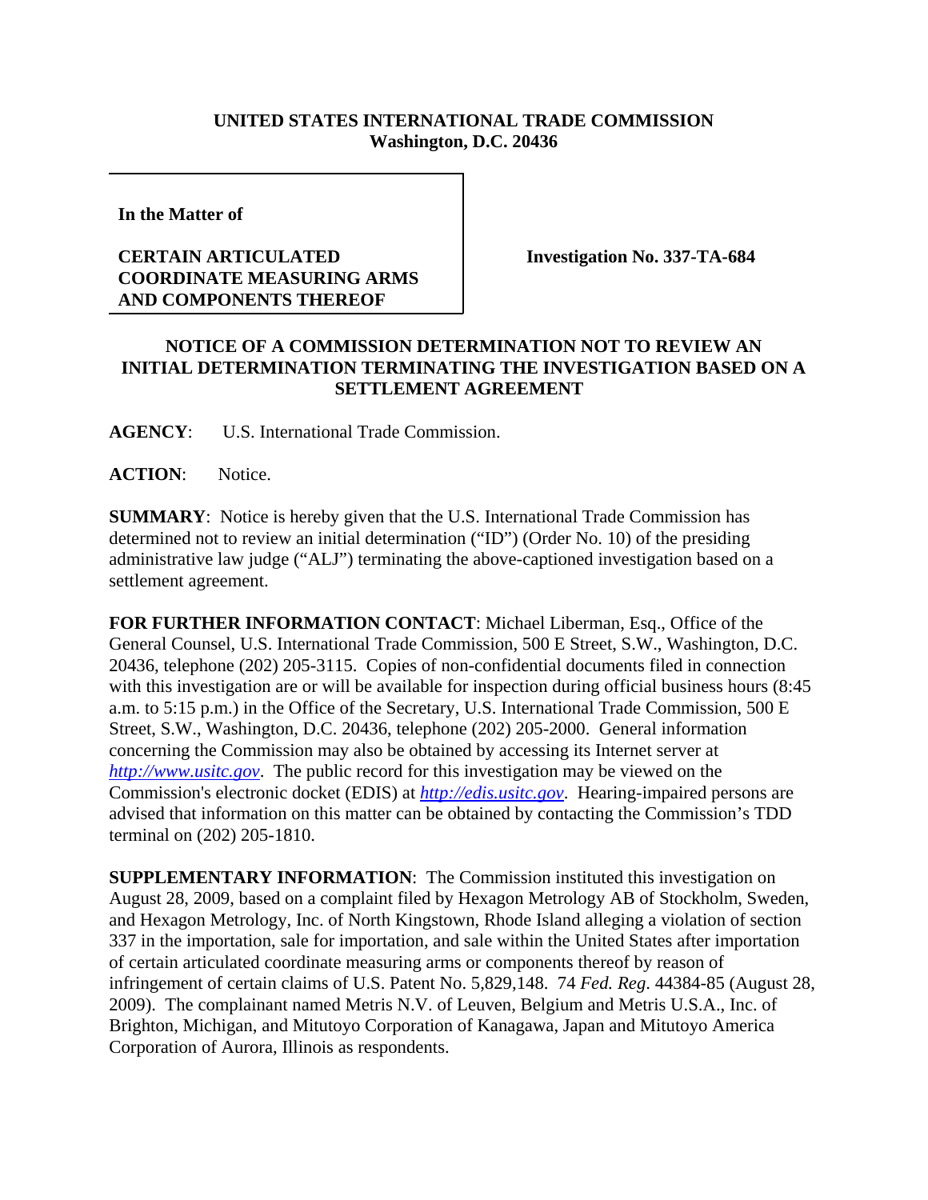**UNITED STATES INTERNATIONAL TRADE COMMISSION**
**Washington, D.C. 20436**

**In the Matter of**

**CERTAIN ARTICULATED COORDINATE MEASURING ARMS AND COMPONENTS THEREOF**

**Investigation No. 337-TA-684**

## NOTICE OF A COMMISSION DETERMINATION NOT TO REVIEW AN INITIAL DETERMINATION TERMINATING THE INVESTIGATION BASED ON A SETTLEMENT AGREEMENT

**AGENCY**: U.S. International Trade Commission.

**ACTION**: Notice.

**SUMMARY**: Notice is hereby given that the U.S. International Trade Commission has determined not to review an initial determination ("ID") (Order No. 10) of the presiding administrative law judge ("ALJ") terminating the above-captioned investigation based on a settlement agreement.

**FOR FURTHER INFORMATION CONTACT**: Michael Liberman, Esq., Office of the General Counsel, U.S. International Trade Commission, 500 E Street, S.W., Washington, D.C. 20436, telephone (202) 205-3115. Copies of non-confidential documents filed in connection with this investigation are or will be available for inspection during official business hours (8:45 a.m. to 5:15 p.m.) in the Office of the Secretary, U.S. International Trade Commission, 500 E Street, S.W., Washington, D.C. 20436, telephone (202) 205-2000. General information concerning the Commission may also be obtained by accessing its Internet server at *http://www.usitc.gov*. The public record for this investigation may be viewed on the Commission's electronic docket (EDIS) at *http://edis.usitc.gov*. Hearing-impaired persons are advised that information on this matter can be obtained by contacting the Commission's TDD terminal on (202) 205-1810.

**SUPPLEMENTARY INFORMATION**: The Commission instituted this investigation on August 28, 2009, based on a complaint filed by Hexagon Metrology AB of Stockholm, Sweden, and Hexagon Metrology, Inc. of North Kingstown, Rhode Island alleging a violation of section 337 in the importation, sale for importation, and sale within the United States after importation of certain articulated coordinate measuring arms or components thereof by reason of infringement of certain claims of U.S. Patent No. 5,829,148. 74 *Fed. Reg*. 44384-85 (August 28, 2009). The complainant named Metris N.V. of Leuven, Belgium and Metris U.S.A., Inc. of Brighton, Michigan, and Mitutoyo Corporation of Kanagawa, Japan and Mitutoyo America Corporation of Aurora, Illinois as respondents.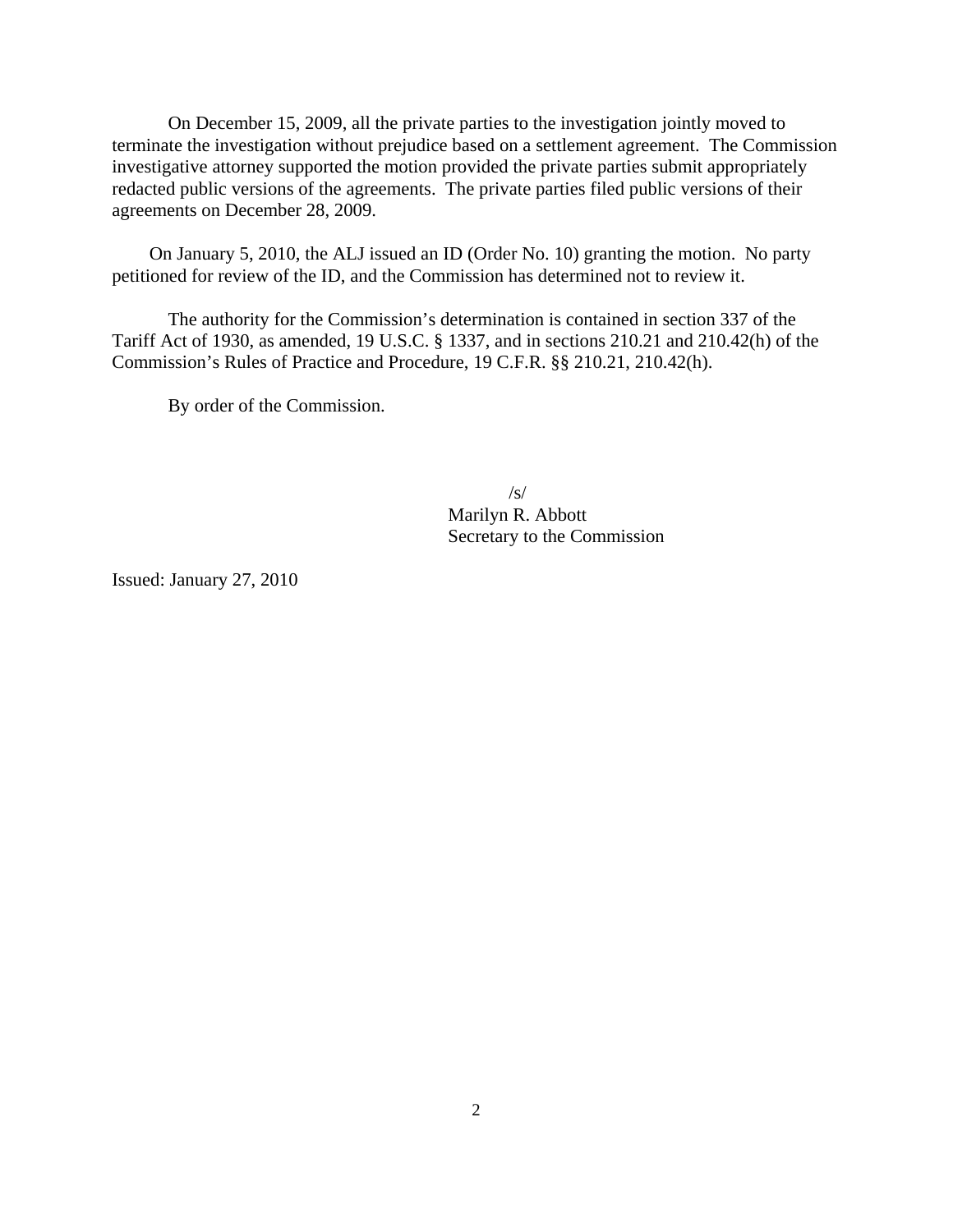On December 15, 2009, all the private parties to the investigation jointly moved to terminate the investigation without prejudice based on a settlement agreement. The Commission investigative attorney supported the motion provided the private parties submit appropriately redacted public versions of the agreements. The private parties filed public versions of their agreements on December 28, 2009.

On January 5, 2010, the ALJ issued an ID (Order No. 10) granting the motion. No party petitioned for review of the ID, and the Commission has determined not to review it.

The authority for the Commission's determination is contained in section 337 of the Tariff Act of 1930, as amended, 19 U.S.C. § 1337, and in sections 210.21 and 210.42(h) of the Commission's Rules of Practice and Procedure, 19 C.F.R. §§ 210.21, 210.42(h).

By order of the Commission.

/s/
Marilyn R. Abbott
Secretary to the Commission

Issued: January 27, 2010